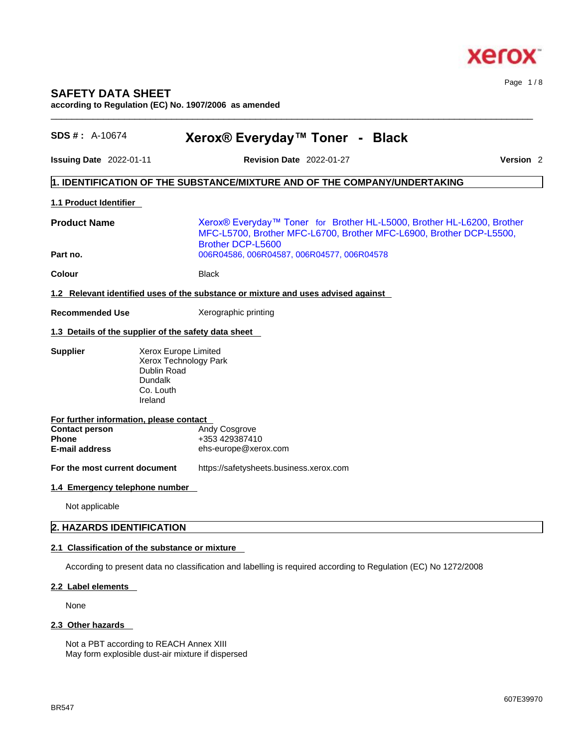# SAFETY DATA SHEET

**according to Regulation (EC) No. 1907/2006 as amended**

**SDS # :** A-10674 **Xerox® Everyday™ Toner - Black**

**Issuing Date** 2022-01-11 **Revision Date** 2022-01-27 **Version** 2

## 1. IDENTIFICATION OF THE SUBSTANCE/MIXTURE AND OF THE COMPANY/UNDERTAKING

### 1.1 Product Identifier

**Product Name** Xerox® Everyday™ Toner for Brother HL-L5000, Brother HL-L6200, Brother MFC-L5700, Brother MFC-L6700, Brother MFC-L6900, Brother DCP-L5500, Brother DCP-L5600

**Part no.** 006R04586, 006R04587, 006R04577, 006R04578

**Colour** Black

### 1.2 Relevant identified uses of the substance or mixture and uses advised against

**Recommended Use** Xerographic printing

### 1.3 Details of the supplier of the safety data sheet

**Supplier**
Xerox Europe Limited
Xerox Technology Park
Dublin Road
Dundalk
Co. Louth
Ireland

**For further information, please contact**

**Contact person** Andy Cosgrove
**Phone** +353 429387410
**E-mail address** ehs-europe@xerox.com

**For the most current document** https://safetysheets.business.xerox.com

### 1.4 Emergency telephone number

Not applicable

## 2. HAZARDS IDENTIFICATION

### 2.1 Classification of the substance or mixture

According to present data no classification and labelling is required according to Regulation (EC) No 1272/2008

### 2.2 Label elements

None

### 2.3 Other hazards

Not a PBT according to REACH Annex XIII
May form explosible dust-air mixture if dispersed

BR547 607E39970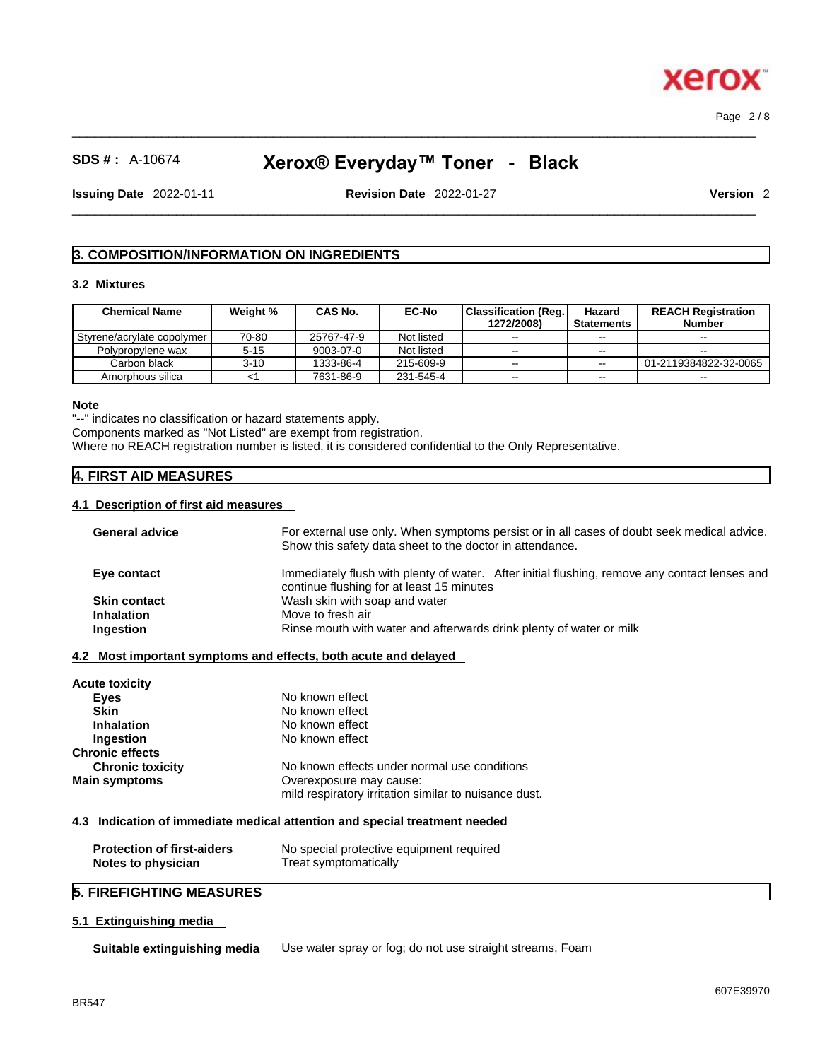## 3. COMPOSITION/INFORMATION ON INGREDIENTS

### 3.2 Mixtures

| Chemical Name | Weight % | CAS No. | EC-No | Classification (Reg. 1272/2008) | Hazard Statements | REACH Registration Number |
|---|---|---|---|---|---|---|
| Styrene/acrylate copolymer | 70-80 | 25767-47-9 | Not listed | -- | -- | -- |
| Polypropylene wax | 5-15 | 9003-07-0 | Not listed | -- | -- | -- |
| Carbon black | 3-10 | 1333-86-4 | 215-609-9 | -- | -- | 01-2119384822-32-0065 |
| Amorphous silica | <1 | 7631-86-9 | 231-545-4 | -- | -- | -- |

**Note**

"--" indicates no classification or hazard statements apply.
Components marked as "Not Listed" are exempt from registration.
Where no REACH registration number is listed, it is considered confidential to the Only Representative.

## 4. FIRST AID MEASURES

### 4.1 Description of first aid measures

**General advice** For external use only. When symptoms persist or in all cases of doubt seek medical advice. Show this safety data sheet to the doctor in attendance.

**Eye contact** Immediately flush with plenty of water. After initial flushing, remove any contact lenses and continue flushing for at least 15 minutes

**Skin contact** Wash skin with soap and water

**Inhalation** Move to fresh air

**Ingestion** Rinse mouth with water and afterwards drink plenty of water or milk

### 4.2 Most important symptoms and effects, both acute and delayed

**Acute toxicity**

**Eyes** No known effect

**Skin** No known effect

**Inhalation** No known effect

**Ingestion** No known effect

**Chronic effects**

**Chronic toxicity** No known effects under normal use conditions

**Main symptoms** Overexposure may cause:
mild respiratory irritation similar to nuisance dust.

### 4.3 Indication of immediate medical attention and special treatment needed

**Protection of first-aiders** No special protective equipment required

**Notes to physician** Treat symptomatically

## 5. FIREFIGHTING MEASURES

### 5.1 Extinguishing media

**Suitable extinguishing media** Use water spray or fog; do not use straight streams, Foam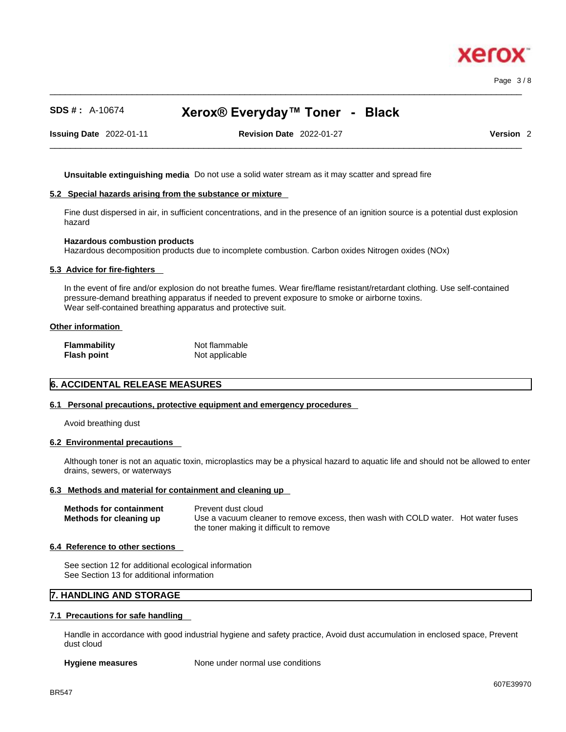**Unsuitable extinguishing media** Do not use a solid water stream as it may scatter and spread fire

### 5.2 Special hazards arising from the substance or mixture

Fine dust dispersed in air, in sufficient concentrations, and in the presence of an ignition source is a potential dust explosion hazard

**Hazardous combustion products**
Hazardous decomposition products due to incomplete combustion. Carbon oxides Nitrogen oxides (NOx)

### 5.3 Advice for fire-fighters

In the event of fire and/or explosion do not breathe fumes. Wear fire/flame resistant/retardant clothing. Use self-contained pressure-demand breathing apparatus if needed to prevent exposure to smoke or airborne toxins.
Wear self-contained breathing apparatus and protective suit.

### Other information

| | |
|---|---|
| **Flammability** | Not flammable |
| **Flash point** | Not applicable |

## 6. ACCIDENTAL RELEASE MEASURES

### 6.1 Personal precautions, protective equipment and emergency procedures

Avoid breathing dust

### 6.2 Environmental precautions

Although toner is not an aquatic toxin, microplastics may be a physical hazard to aquatic life and should not be allowed to enter drains, sewers, or waterways

### 6.3 Methods and material for containment and cleaning up

| | |
|---|---|
| **Methods for containment** | Prevent dust cloud |
| **Methods for cleaning up** | Use a vacuum cleaner to remove excess, then wash with COLD water. Hot water fuses the toner making it difficult to remove |

### 6.4 Reference to other sections

See section 12 for additional ecological information
See Section 13 for additional information

## 7. HANDLING AND STORAGE

### 7.1 Precautions for safe handling

Handle in accordance with good industrial hygiene and safety practice, Avoid dust accumulation in enclosed space, Prevent dust cloud

**Hygiene measures** None under normal use conditions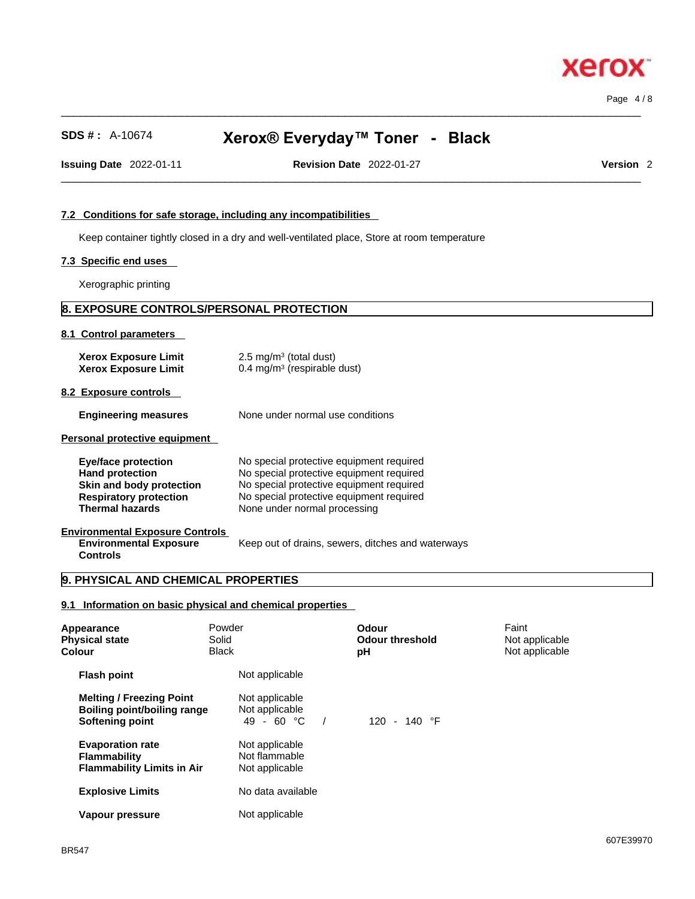#### 7.2 Conditions for safe storage, including any incompatibilities

Keep container tightly closed in a dry and well-ventilated place, Store at room temperature

#### 7.3 Specific end uses

Xerographic printing

## 8. EXPOSURE CONTROLS/PERSONAL PROTECTION

#### 8.1 Control parameters

| | |
|---|---|
| **Xerox Exposure Limit** | 2.5 mg/m³ (total dust) |
| **Xerox Exposure Limit** | 0.4 mg/m³ (respirable dust) |

#### 8.2 Exposure controls

| | |
|---|---|
| **Engineering measures** | None under normal use conditions |

#### Personal protective equipment

| | |
|---|---|
| **Eye/face protection** | No special protective equipment required |
| **Hand protection** | No special protective equipment required |
| **Skin and body protection** | No special protective equipment required |
| **Respiratory protection** | No special protective equipment required |
| **Thermal hazards** | None under normal processing |

#### Environmental Exposure Controls

| | |
|---|---|
| **Environmental Exposure Controls** | Keep out of drains, sewers, ditches and waterways |

## 9. PHYSICAL AND CHEMICAL PROPERTIES

#### 9.1 Information on basic physical and chemical properties

| | | | |
|---|---|---|---|
| **Appearance** | Powder | **Odour** | Faint |
| **Physical state** | Solid | **Odour threshold** | Not applicable |
| **Colour** | Black | **pH** | Not applicable |

| | | |
|---|---|---|
| **Flash point** | Not applicable | |
| **Melting / Freezing Point** | Not applicable | |
| **Boiling point/boiling range** | Not applicable | |
| **Softening point** | 49 - 60 °C / | 120 - 140 °F |
| **Evaporation rate** | Not applicable | |
| **Flammability** | Not flammable | |
| **Flammability Limits in Air** | Not applicable | |
| **Explosive Limits** | No data available | |
| **Vapour pressure** | Not applicable | |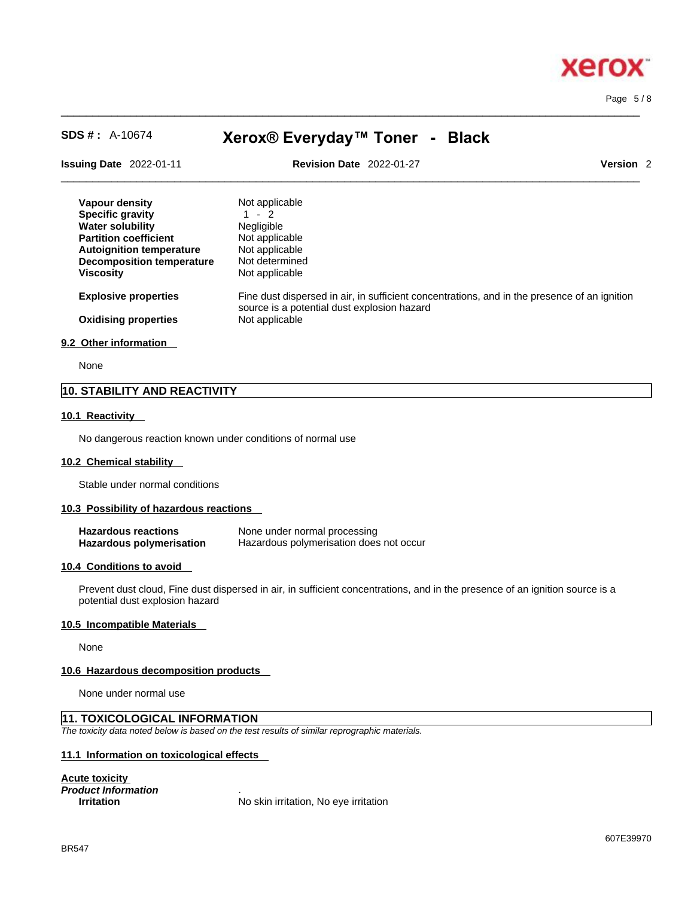| | |
|---|---|
| **Vapour density** | Not applicable |
| **Specific gravity** | 1 - 2 |
| **Water solubility** | Negligible |
| **Partition coefficient** | Not applicable |
| **Autoignition temperature** | Not applicable |
| **Decomposition temperature** | Not determined |
| **Viscosity** | Not applicable |
| **Explosive properties** | Fine dust dispersed in air, in sufficient concentrations, and in the presence of an ignition source is a potential dust explosion hazard |
| **Oxidising properties** | Not applicable |

### 9.2 Other information

None

## 10. STABILITY AND REACTIVITY

### 10.1 Reactivity

No dangerous reaction known under conditions of normal use

### 10.2 Chemical stability

Stable under normal conditions

### 10.3 Possibility of hazardous reactions

| | |
|---|---|
| **Hazardous reactions** | None under normal processing |
| **Hazardous polymerisation** | Hazardous polymerisation does not occur |

### 10.4 Conditions to avoid

Prevent dust cloud, Fine dust dispersed in air, in sufficient concentrations, and in the presence of an ignition source is a potential dust explosion hazard

### 10.5 Incompatible Materials

None

### 10.6 Hazardous decomposition products

None under normal use

## 11. TOXICOLOGICAL INFORMATION

*The toxicity data noted below is based on the test results of similar reprographic materials.*

### 11.1 Information on toxicological effects

**Acute toxicity**

***Product Information*** .

| | |
|---|---|
| **Irritation** | No skin irritation, No eye irritation |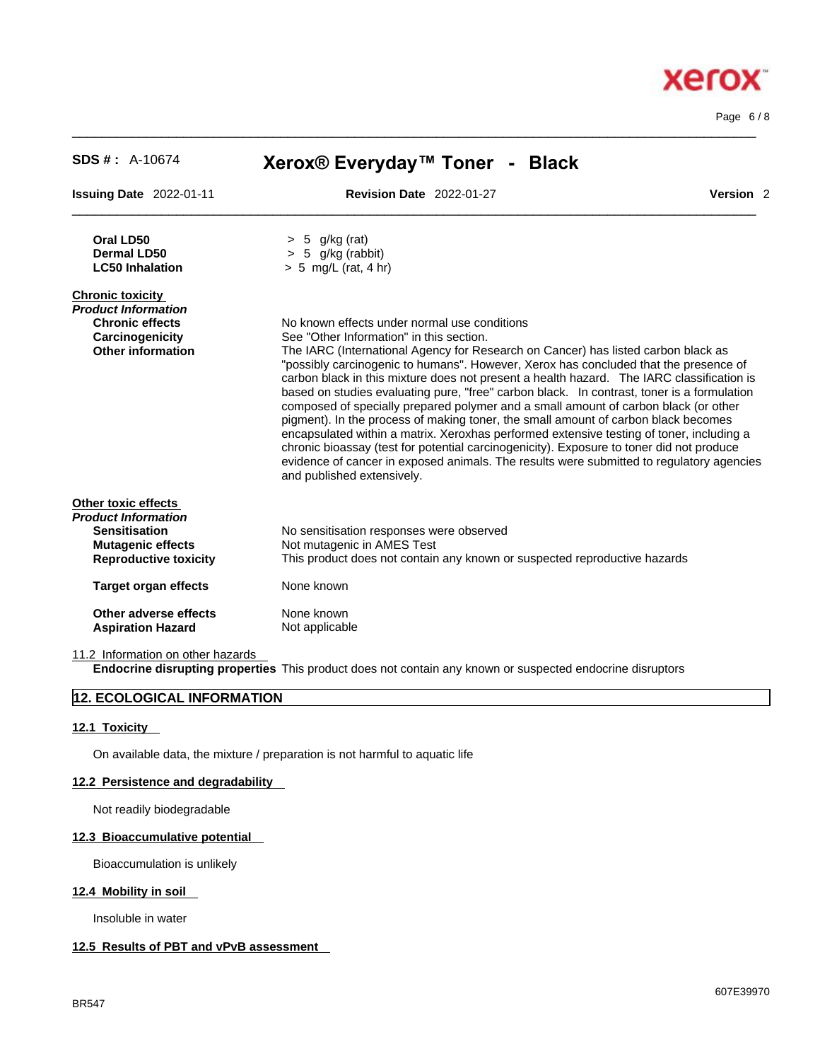| | |
|---|---|
| **Oral LD50** | > 5 g/kg (rat) |
| **Dermal LD50** | > 5 g/kg (rabbit) |
| **LC50 Inhalation** | > 5 mg/L (rat, 4 hr) |

**Chronic toxicity**

***Product Information***

| | |
|---|---|
| **Chronic effects** | No known effects under normal use conditions |
| **Carcinogenicity** | See "Other Information" in this section. |
| **Other information** | The IARC (International Agency for Research on Cancer) has listed carbon black as "possibly carcinogenic to humans". However, Xerox has concluded that the presence of carbon black in this mixture does not present a health hazard. The IARC classification is based on studies evaluating pure, "free" carbon black. In contrast, toner is a formulation composed of specially prepared polymer and a small amount of carbon black (or other pigment). In the process of making toner, the small amount of carbon black becomes encapsulated within a matrix. Xeroxhas performed extensive testing of toner, including a chronic bioassay (test for potential carcinogenicity). Exposure to toner did not produce evidence of cancer in exposed animals. The results were submitted to regulatory agencies and published extensively. |

**Other toxic effects**

***Product Information***

| | |
|---|---|
| **Sensitisation** | No sensitisation responses were observed |
| **Mutagenic effects** | Not mutagenic in AMES Test |
| **Reproductive toxicity** | This product does not contain any known or suspected reproductive hazards |
| **Target organ effects** | None known |
| **Other adverse effects** | None known |
| **Aspiration Hazard** | Not applicable |

11.2 Information on other hazards

**Endocrine disrupting properties** This product does not contain any known or suspected endocrine disruptors

## 12. ECOLOGICAL INFORMATION

### 12.1 Toxicity

On available data, the mixture / preparation is not harmful to aquatic life

### 12.2 Persistence and degradability

Not readily biodegradable

### 12.3 Bioaccumulative potential

Bioaccumulation is unlikely

### 12.4 Mobility in soil

Insoluble in water

### 12.5 Results of PBT and vPvB assessment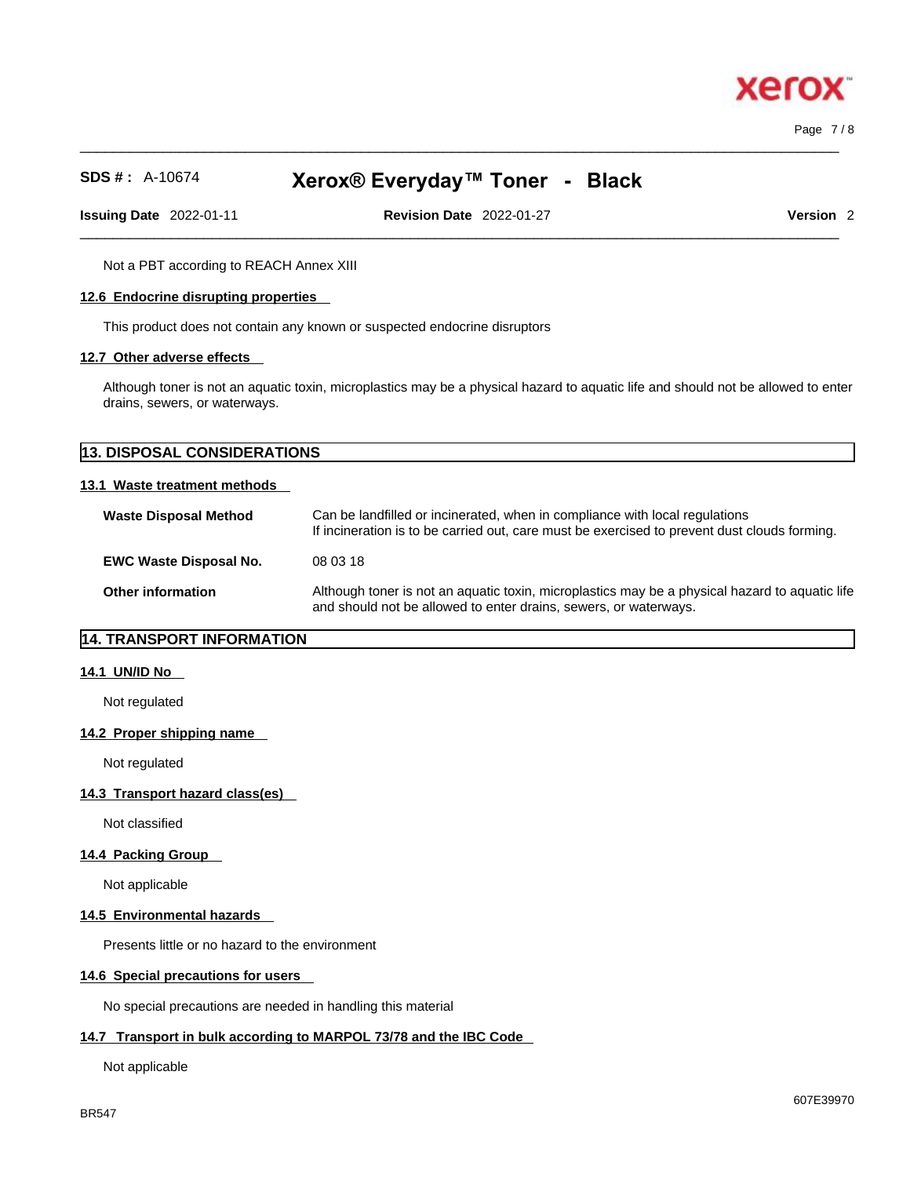Not a PBT according to REACH Annex XIII

### 12.6 Endocrine disrupting properties

This product does not contain any known or suspected endocrine disruptors

### 12.7 Other adverse effects

Although toner is not an aquatic toxin, microplastics may be a physical hazard to aquatic life and should not be allowed to enter drains, sewers, or waterways.

## 13. DISPOSAL CONSIDERATIONS

### 13.1 Waste treatment methods

| | |
|---|---|
| **Waste Disposal Method** | Can be landfilled or incinerated, when in compliance with local regulations<br>If incineration is to be carried out, care must be exercised to prevent dust clouds forming. |
| **EWC Waste Disposal No.** | 08 03 18 |
| **Other information** | Although toner is not an aquatic toxin, microplastics may be a physical hazard to aquatic life and should not be allowed to enter drains, sewers, or waterways. |

## 14. TRANSPORT INFORMATION

### 14.1 UN/ID No

Not regulated

### 14.2 Proper shipping name

Not regulated

### 14.3 Transport hazard class(es)

Not classified

### 14.4 Packing Group

Not applicable

### 14.5 Environmental hazards

Presents little or no hazard to the environment

### 14.6 Special precautions for users

No special precautions are needed in handling this material

### 14.7 Transport in bulk according to MARPOL 73/78 and the IBC Code

Not applicable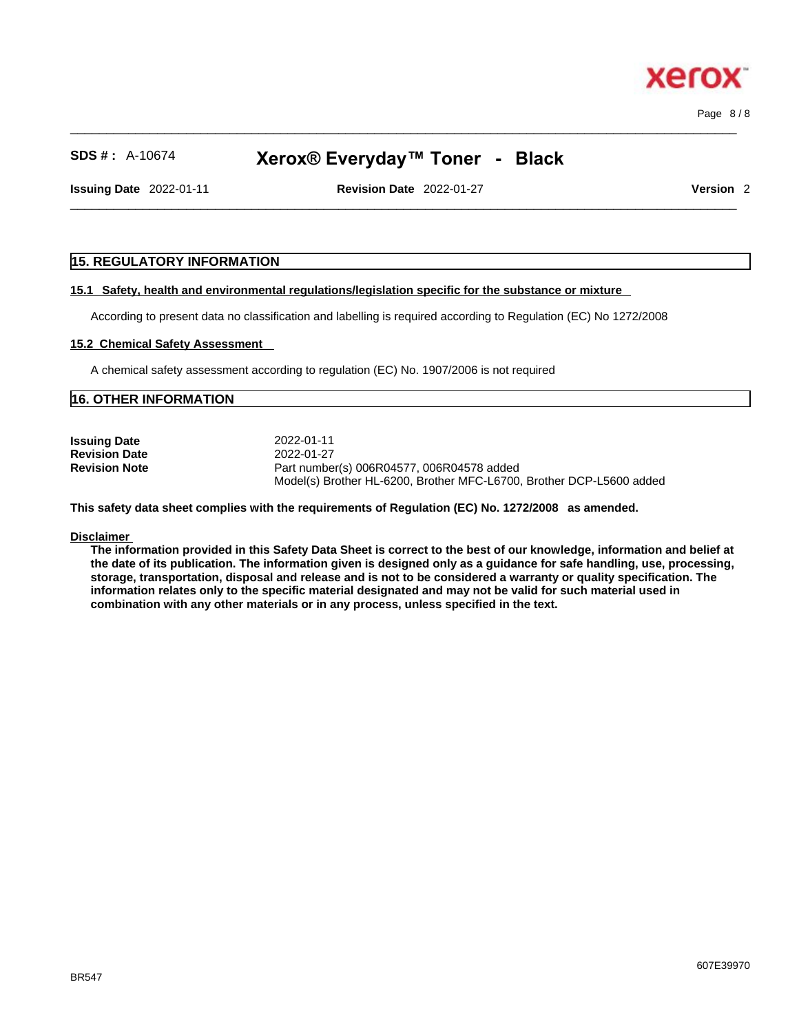## 15. REGULATORY INFORMATION

### 15.1 Safety, health and environmental regulations/legislation specific for the substance or mixture

According to present data no classification and labelling is required according to Regulation (EC) No 1272/2008

### 15.2 Chemical Safety Assessment

A chemical safety assessment according to regulation (EC) No. 1907/2006 is not required

## 16. OTHER INFORMATION

| | |
|---|---|
| **Issuing Date** | 2022-01-11 |
| **Revision Date** | 2022-01-27 |
| **Revision Note** | Part number(s) 006R04577, 006R04578 added<br>Model(s) Brother HL-6200, Brother MFC-L6700, Brother DCP-L5600 added |

**This safety data sheet complies with the requirements of Regulation (EC) No. 1272/2008 as amended.**

**Disclaimer**

**The information provided in this Safety Data Sheet is correct to the best of our knowledge, information and belief at the date of its publication. The information given is designed only as a guidance for safe handling, use, processing, storage, transportation, disposal and release and is not to be considered a warranty or quality specification. The information relates only to the specific material designated and may not be valid for such material used in combination with any other materials or in any process, unless specified in the text.**